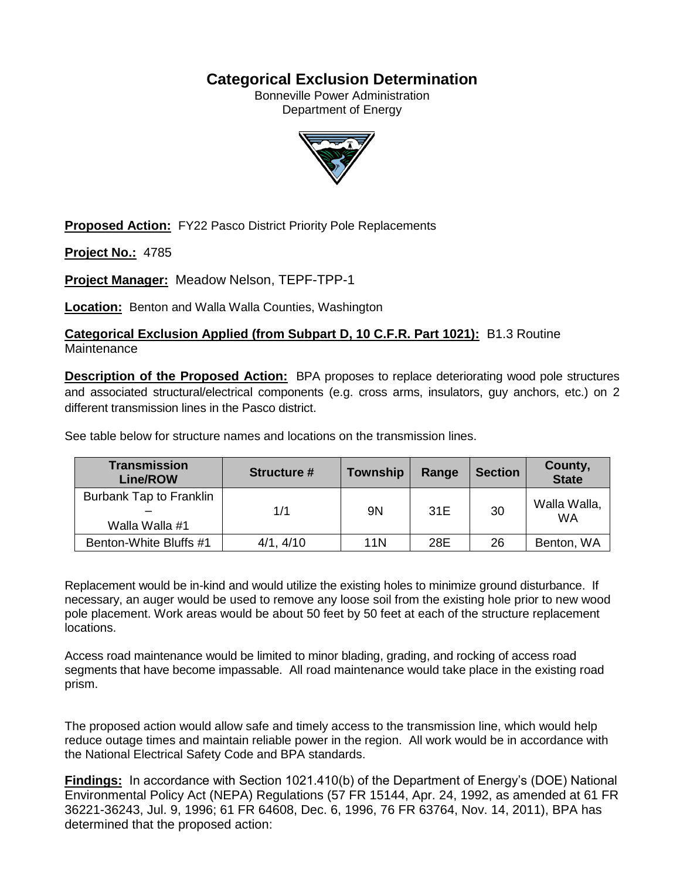# Categorical Exclusion Determination

Bonneville Power Administration
Department of Energy

**Proposed Action:** FY22 Pasco District Priority Pole Replacements

**Project No.:** 4785

**Project Manager:** Meadow Nelson, TEPF-TPP-1

**Location:** Benton and Walla Walla Counties, Washington

**Categorical Exclusion Applied (from Subpart D, 10 C.F.R. Part 1021):** B1.3 Routine Maintenance

**Description of the Proposed Action:** BPA proposes to replace deteriorating wood pole structures and associated structural/electrical components (e.g. cross arms, insulators, guy anchors, etc.) on 2 different transmission lines in the Pasco district.

See table below for structure names and locations on the transmission lines.

| Transmission Line/ROW | Structure # | Township | Range | Section | County, State |
|---|---|---|---|---|---|
| Burbank Tap to Franklin – Walla Walla #1 | 1/1 | 9N | 31E | 30 | Walla Walla, WA |
| Benton-White Bluffs #1 | 4/1, 4/10 | 11N | 28E | 26 | Benton, WA |

Replacement would be in-kind and would utilize the existing holes to minimize ground disturbance. If necessary, an auger would be used to remove any loose soil from the existing hole prior to new wood pole placement. Work areas would be about 50 feet by 50 feet at each of the structure replacement locations.

Access road maintenance would be limited to minor blading, grading, and rocking of access road segments that have become impassable. All road maintenance would take place in the existing road prism.

The proposed action would allow safe and timely access to the transmission line, which would help reduce outage times and maintain reliable power in the region. All work would be in accordance with the National Electrical Safety Code and BPA standards.

**Findings:** In accordance with Section 1021.410(b) of the Department of Energy's (DOE) National Environmental Policy Act (NEPA) Regulations (57 FR 15144, Apr. 24, 1992, as amended at 61 FR 36221-36243, Jul. 9, 1996; 61 FR 64608, Dec. 6, 1996, 76 FR 63764, Nov. 14, 2011), BPA has determined that the proposed action: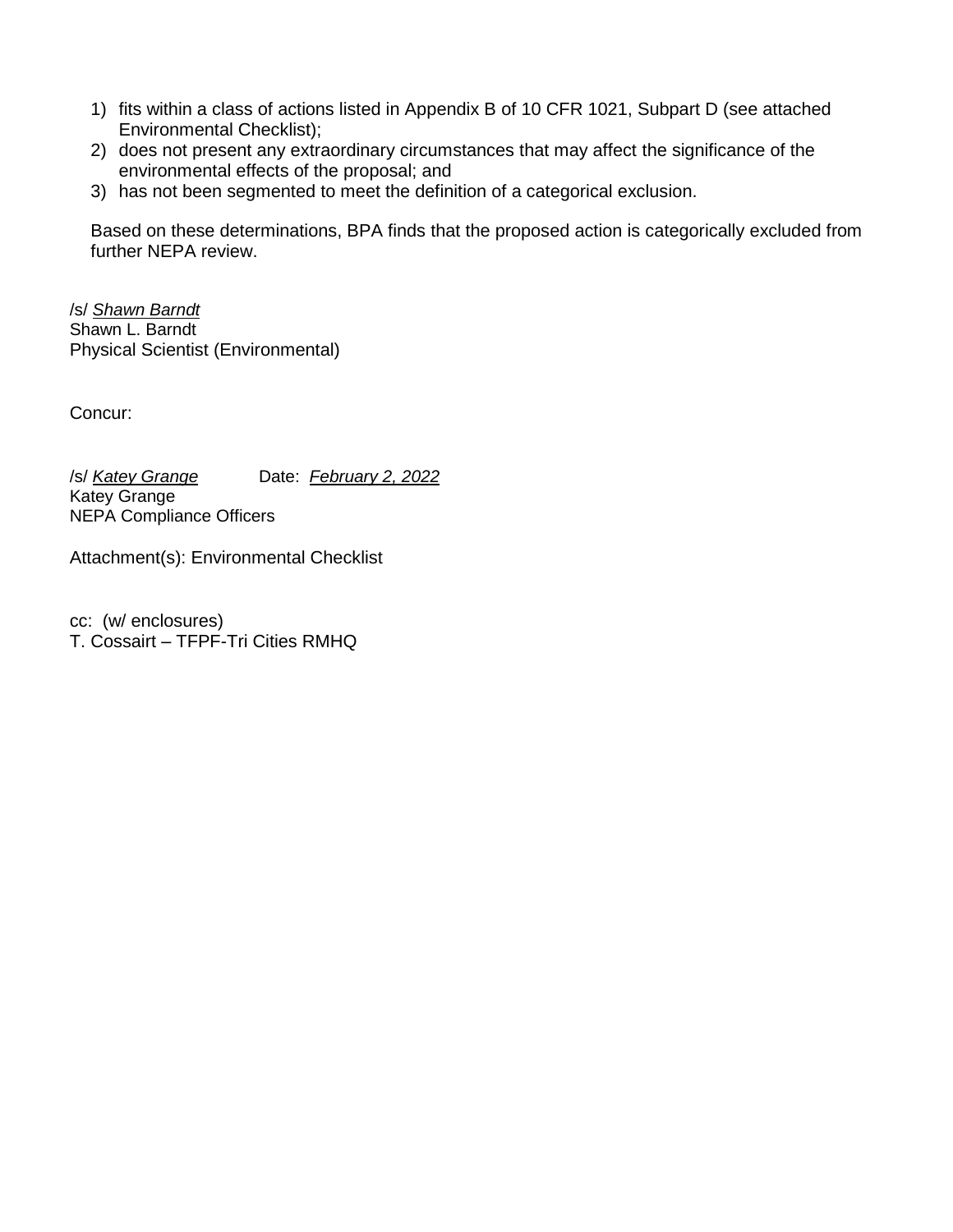1) fits within a class of actions listed in Appendix B of 10 CFR 1021, Subpart D (see attached Environmental Checklist);
2) does not present any extraordinary circumstances that may affect the significance of the environmental effects of the proposal; and
3) has not been segmented to meet the definition of a categorical exclusion.

Based on these determinations, BPA finds that the proposed action is categorically excluded from further NEPA review.

/s/ *Shawn Barndt*
Shawn L. Barndt
Physical Scientist (Environmental)

Concur:

/s/ *Katey Grange* Date: *February 2, 2022*
Katey Grange
NEPA Compliance Officers

Attachment(s): Environmental Checklist

cc: (w/ enclosures)
T. Cossairt – TFPF-Tri Cities RMHQ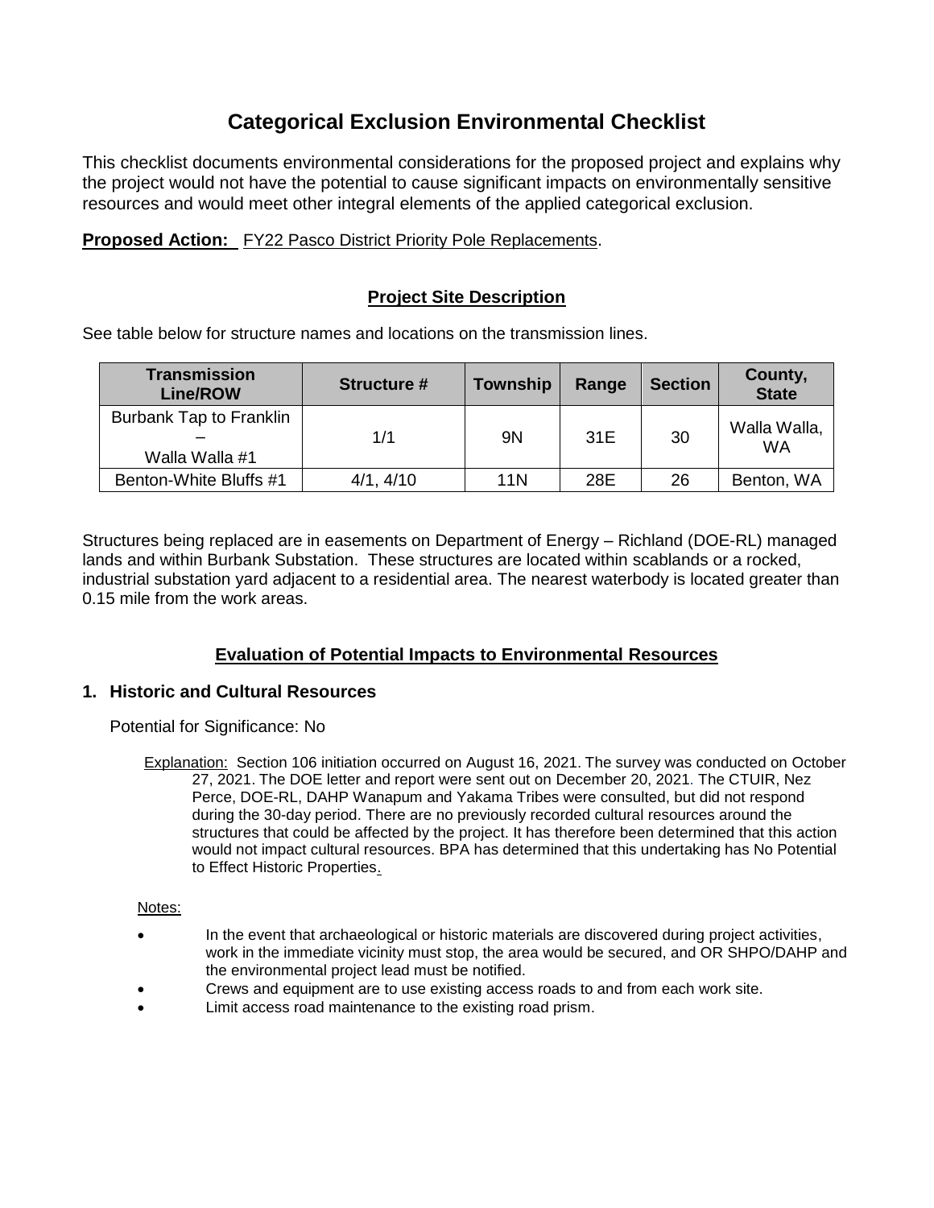# Categorical Exclusion Environmental Checklist

This checklist documents environmental considerations for the proposed project and explains why the project would not have the potential to cause significant impacts on environmentally sensitive resources and would meet other integral elements of the applied categorical exclusion.

**Proposed Action:** FY22 Pasco District Priority Pole Replacements.

## Project Site Description

See table below for structure names and locations on the transmission lines.

| Transmission Line/ROW | Structure # | Township | Range | Section | County, State |
|---|---|---|---|---|---|
| Burbank Tap to Franklin – Walla Walla #1 | 1/1 | 9N | 31E | 30 | Walla Walla, WA |
| Benton-White Bluffs #1 | 4/1, 4/10 | 11N | 28E | 26 | Benton, WA |

Structures being replaced are in easements on Department of Energy – Richland (DOE-RL) managed lands and within Burbank Substation. These structures are located within scablands or a rocked, industrial substation yard adjacent to a residential area. The nearest waterbody is located greater than 0.15 mile from the work areas.

## Evaluation of Potential Impacts to Environmental Resources

### 1. Historic and Cultural Resources

Potential for Significance: No

Explanation: Section 106 initiation occurred on August 16, 2021. The survey was conducted on October 27, 2021. The DOE letter and report were sent out on December 20, 2021. The CTUIR, Nez Perce, DOE-RL, DAHP Wanapum and Yakama Tribes were consulted, but did not respond during the 30-day period. There are no previously recorded cultural resources around the structures that could be affected by the project. It has therefore been determined that this action would not impact cultural resources. BPA has determined that this undertaking has No Potential to Effect Historic Properties.

Notes:

- In the event that archaeological or historic materials are discovered during project activities, work in the immediate vicinity must stop, the area would be secured, and OR SHPO/DAHP and the environmental project lead must be notified.
- Crews and equipment are to use existing access roads to and from each work site.
- Limit access road maintenance to the existing road prism.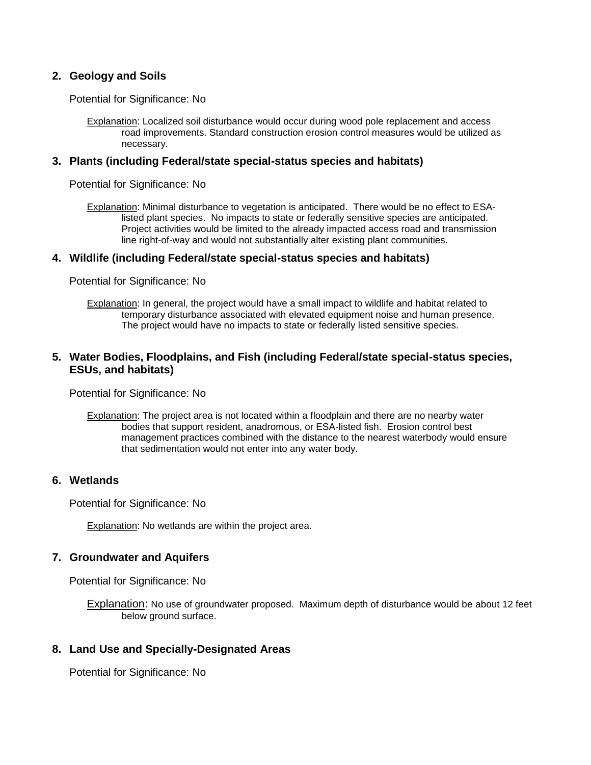2. **Geology and Soils**

   Potential for Significance: No

   Explanation: Localized soil disturbance would occur during wood pole replacement and access road improvements. Standard construction erosion control measures would be utilized as necessary.

3. **Plants (including Federal/state special-status species and habitats)**

   Potential for Significance: No

   Explanation: Minimal disturbance to vegetation is anticipated. There would be no effect to ESA-listed plant species. No impacts to state or federally sensitive species are anticipated. Project activities would be limited to the already impacted access road and transmission line right-of-way and would not substantially alter existing plant communities.

4. **Wildlife (including Federal/state special-status species and habitats)**

   Potential for Significance: No

   Explanation: In general, the project would have a small impact to wildlife and habitat related to temporary disturbance associated with elevated equipment noise and human presence. The project would have no impacts to state or federally listed sensitive species.

5. **Water Bodies, Floodplains, and Fish (including Federal/state special-status species, ESUs, and habitats)**

   Potential for Significance: No

   Explanation: The project area is not located within a floodplain and there are no nearby water bodies that support resident, anadromous, or ESA-listed fish. Erosion control best management practices combined with the distance to the nearest waterbody would ensure that sedimentation would not enter into any water body.

6. **Wetlands**

   Potential for Significance: No

   Explanation: No wetlands are within the project area.

7. **Groundwater and Aquifers**

   Potential for Significance: No

   Explanation: No use of groundwater proposed. Maximum depth of disturbance would be about 12 feet below ground surface.

8. **Land Use and Specially-Designated Areas**

   Potential for Significance: No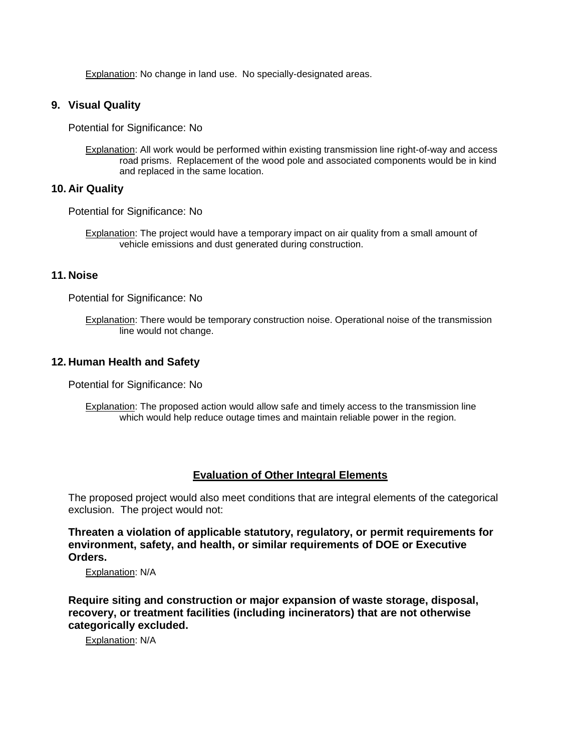Explanation: No change in land use. No specially-designated areas.

### 9. Visual Quality

Potential for Significance: No

Explanation: All work would be performed within existing transmission line right-of-way and access road prisms. Replacement of the wood pole and associated components would be in kind and replaced in the same location.

### 10. Air Quality

Potential for Significance: No

Explanation: The project would have a temporary impact on air quality from a small amount of vehicle emissions and dust generated during construction.

### 11. Noise

Potential for Significance: No

Explanation: There would be temporary construction noise. Operational noise of the transmission line would not change.

### 12. Human Health and Safety

Potential for Significance: No

Explanation: The proposed action would allow safe and timely access to the transmission line which would help reduce outage times and maintain reliable power in the region.

## Evaluation of Other Integral Elements

The proposed project would also meet conditions that are integral elements of the categorical exclusion. The project would not:

**Threaten a violation of applicable statutory, regulatory, or permit requirements for environment, safety, and health, or similar requirements of DOE or Executive Orders.**

Explanation: N/A

**Require siting and construction or major expansion of waste storage, disposal, recovery, or treatment facilities (including incinerators) that are not otherwise categorically excluded.**

Explanation: N/A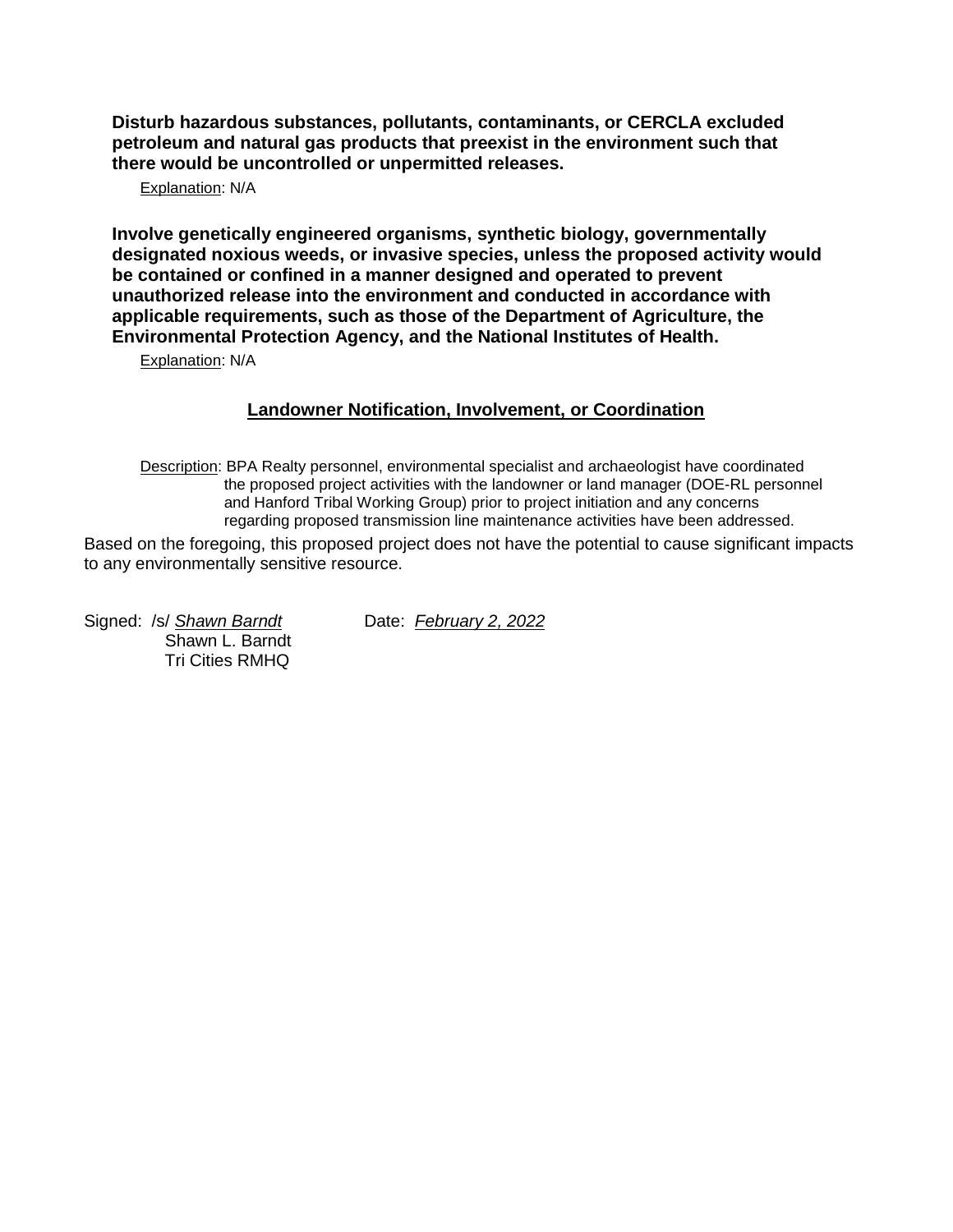**Disturb hazardous substances, pollutants, contaminants, or CERCLA excluded petroleum and natural gas products that preexist in the environment such that there would be uncontrolled or unpermitted releases.**

Explanation: N/A

**Involve genetically engineered organisms, synthetic biology, governmentally designated noxious weeds, or invasive species, unless the proposed activity would be contained or confined in a manner designed and operated to prevent unauthorized release into the environment and conducted in accordance with applicable requirements, such as those of the Department of Agriculture, the Environmental Protection Agency, and the National Institutes of Health.**

Explanation: N/A

## Landowner Notification, Involvement, or Coordination

Description: BPA Realty personnel, environmental specialist and archaeologist have coordinated the proposed project activities with the landowner or land manager (DOE-RL personnel and Hanford Tribal Working Group) prior to project initiation and any concerns regarding proposed transmission line maintenance activities have been addressed.

Based on the foregoing, this proposed project does not have the potential to cause significant impacts to any environmentally sensitive resource.

Signed: /s/ *Shawn Barndt* Date: *February 2, 2022*
Shawn L. Barndt
Tri Cities RMHQ